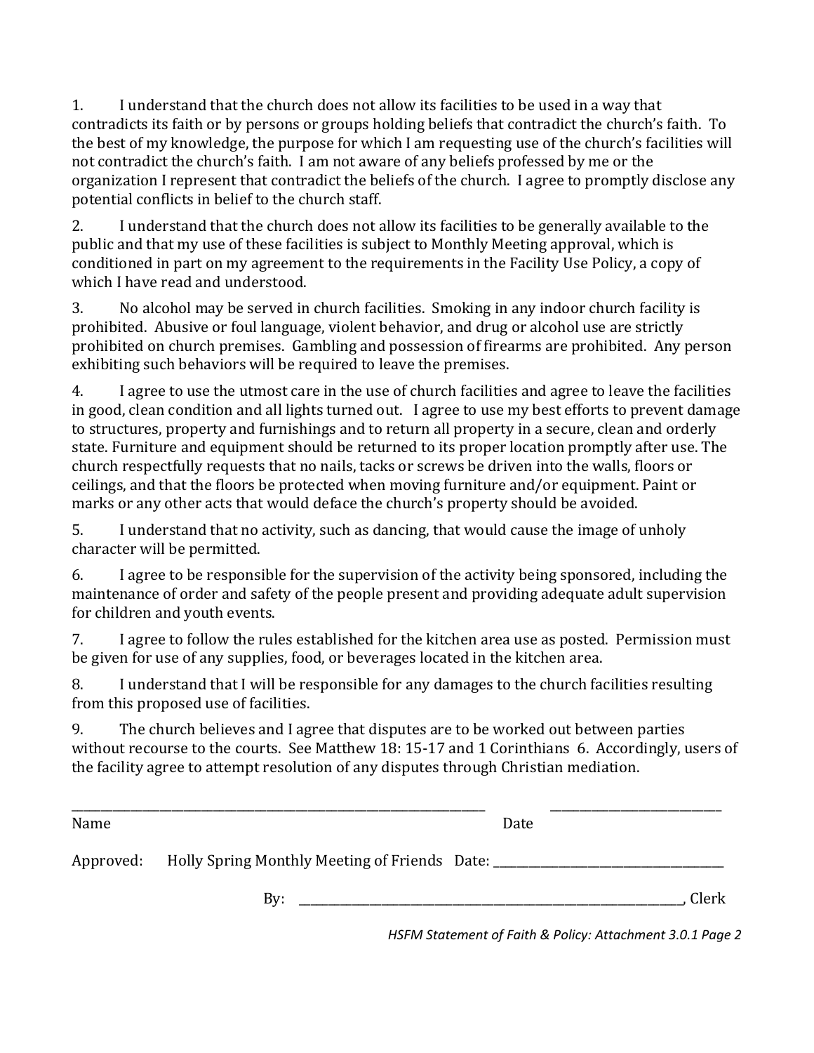1. I understand that the church does not allow its facilities to be used in a way that contradicts its faith or by persons or groups holding beliefs that contradict the church's faith. To the best of my knowledge, the purpose for which I am requesting use of the church's facilities will not contradict the church's faith. I am not aware of any beliefs professed by me or the organization I represent that contradict the beliefs of the church. I agree to promptly disclose any potential conflicts in belief to the church staff.

2. I understand that the church does not allow its facilities to be generally available to the public and that my use of these facilities is subject to Monthly Meeting approval, which is conditioned in part on my agreement to the requirements in the Facility Use Policy, a copy of which I have read and understood.

3. No alcohol may be served in church facilities. Smoking in any indoor church facility is prohibited. Abusive or foul language, violent behavior, and drug or alcohol use are strictly prohibited on church premises. Gambling and possession of firearms are prohibited. Any person exhibiting such behaviors will be required to leave the premises.

4. I agree to use the utmost care in the use of church facilities and agree to leave the facilities in good, clean condition and all lights turned out. I agree to use my best efforts to prevent damage to structures, property and furnishings and to return all property in a secure, clean and orderly state. Furniture and equipment should be returned to its proper location promptly after use. The church respectfully requests that no nails, tacks or screws be driven into the walls, floors or ceilings, and that the floors be protected when moving furniture and/or equipment. Paint or marks or any other acts that would deface the church's property should be avoided.

5. I understand that no activity, such as dancing, that would cause the image of unholy character will be permitted.

6. I agree to be responsible for the supervision of the activity being sponsored, including the maintenance of order and safety of the people present and providing adequate adult supervision for children and youth events.

7. I agree to follow the rules established for the kitchen area use as posted. Permission must be given for use of any supplies, food, or beverages located in the kitchen area.

8. I understand that I will be responsible for any damages to the church facilities resulting from this proposed use of facilities.

9. The church believes and I agree that disputes are to be worked out between parties without recourse to the courts. See Matthew 18: 15-17 and 1 Corinthians 6. Accordingly, users of the facility agree to attempt resolution of any disputes through Christian mediation.

\_\_\_\_\_\_\_\_\_\_\_\_\_\_\_\_\_\_\_\_\_\_\_\_\_\_\_\_\_\_\_\_\_\_\_\_\_\_\_\_\_\_\_\_ \_\_\_\_\_\_\_\_\_\_\_\_\_\_\_\_\_\_\_\_

Name Date

Approved: Holly Spring Monthly Meeting of Friends Date: \_\_\_\_\_\_\_\_\_\_\_\_\_\_\_\_\_\_\_\_\_\_\_\_

By: \_\_\_\_\_\_\_\_\_\_\_\_\_\_\_\_\_\_\_\_\_\_\_\_\_\_\_\_\_\_\_\_\_\_\_\_\_\_\_\_, Clerk

*HSFM Statement of Faith & Policy: Attachment 3.0.1 Page 2*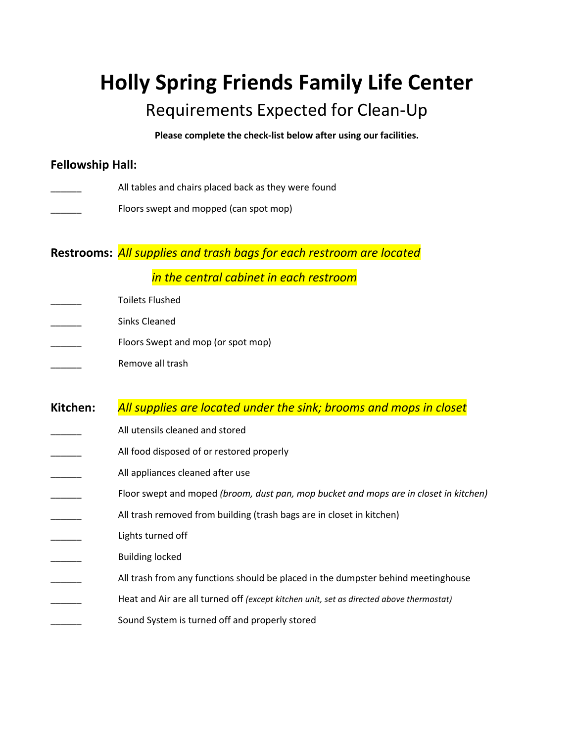# Holly Spring Friends Family Life Center

## Requirements Expected for Clean-Up

**Please complete the check-list below after using our facilities.**

**Fellowship Hall:**

______ All tables and chairs placed back as they were found

______ Floors swept and mopped (can spot mop)

**Restrooms:** *All supplies and trash bags for each restroom are located in the central cabinet in each restroom*

______ Toilets Flushed

______ Sinks Cleaned

______ Floors Swept and mop (or spot mop)

______ Remove all trash

**Kitchen:** *All supplies are located under the sink; brooms and mops in closet*

______ All utensils cleaned and stored

______ All food disposed of or restored properly

______ All appliances cleaned after use

______ Floor swept and moped *(broom, dust pan, mop bucket and mops are in closet in kitchen)*

______ All trash removed from building (trash bags are in closet in kitchen)

______ Lights turned off

______ Building locked

______ All trash from any functions should be placed in the dumpster behind meetinghouse

______ Heat and Air are all turned off *(except kitchen unit, set as directed above thermostat)*

______ Sound System is turned off and properly stored